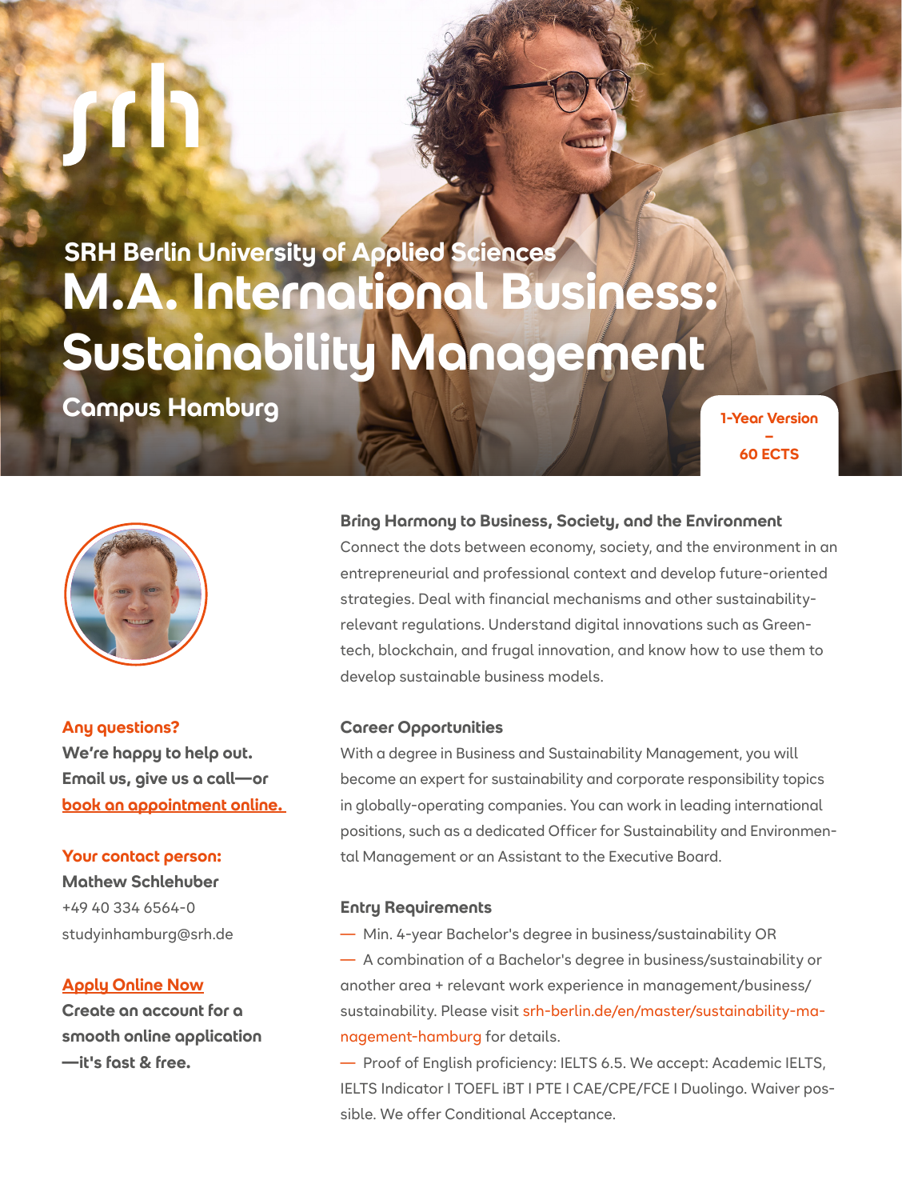SRH Berlin University of Applied Sciences

# M.A. International Business: Sustainability Management

## Campus Hamburg

**1-Year Version – 60 ECTS**

### Bring Harmony to Business, Society, and the Environment

Connect the dots between economy, society, and the environment in an entrepreneurial and professional context and develop future-oriented strategies. Deal with financial mechanisms and other sustainability-relevant regulations. Understand digital innovations such as Green-tech, blockchain, and frugal innovation, and know how to use them to develop sustainable business models.

### Career Opportunities

With a degree in Business and Sustainability Management, you will become an expert for sustainability and corporate responsibility topics in globally-operating companies. You can work in leading international positions, such as a dedicated Officer for Sustainability and Environmental Management or an Assistant to the Executive Board.

### Entry Requirements

— Min. 4-year Bachelor's degree in business/sustainability OR

— A combination of a Bachelor's degree in business/sustainability or another area + relevant work experience in management/business/sustainability. Please visit srh-berlin.de/en/master/sustainability-management-hamburg for details.

— Proof of English proficiency: IELTS 6.5. We accept: Academic IELTS, IELTS Indicator I TOEFL iBT I PTE I CAE/CPE/FCE I Duolingo. Waiver possible. We offer Conditional Acceptance.

**Any questions?**
**We're happy to help out. Email us, give us a call—or book an appointment online.**

**Your contact person:**
**Mathew Schlehuber**
+49 40 334 6564-0
studyinhamburg@srh.de

**Apply Online Now**
**Create an account for a smooth online application —it's fast & free.**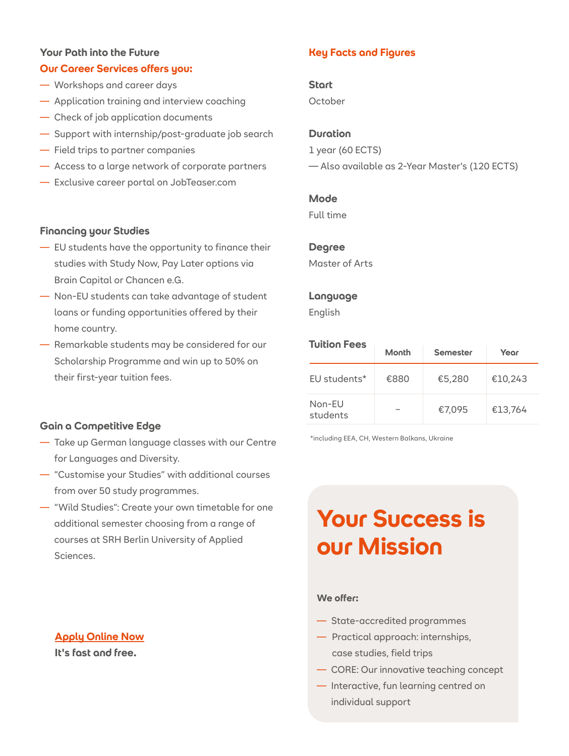## Your Path into the Future

### Our Career Services offers you:

- Workshops and career days
- Application training and interview coaching
- Check of job application documents
- Support with internship/post-graduate job search
- Field trips to partner companies
- Access to a large network of corporate partners
- Exclusive career portal on JobTeaser.com

## Financing your Studies

- EU students have the opportunity to finance their studies with Study Now, Pay Later options via Brain Capital or Chancen e.G.
- Non-EU students can take advantage of student loans or funding opportunities offered by their home country.
- Remarkable students may be considered for our Scholarship Programme and win up to 50% on their first-year tuition fees.

## Gain a Competitive Edge

- Take up German language classes with our Centre for Languages and Diversity.
- "Customise your Studies" with additional courses from over 50 study programmes.
- "Wild Studies": Create your own timetable for one additional semester choosing from a range of courses at SRH Berlin University of Applied Sciences.

**Apply Online Now**
**It's fast and free.**

## Key Facts and Figures

**Start**
October

**Duration**
1 year (60 ECTS)
— Also available as 2-Year Master's (120 ECTS)

**Mode**
Full time

**Degree**
Master of Arts

**Language**
English

**Tuition Fees**

| | Month | Semester | Year |
|---|---|---|---|
| EU students* | €880 | €5,280 | €10,243 |
| Non-EU students | – | €7,095 | €13,764 |

*including EEA, CH, Western Balkans, Ukraine

## Your Success is our Mission

**We offer:**

- State-accredited programmes
- Practical approach: internships, case studies, field trips
- CORE: Our innovative teaching concept
- Interactive, fun learning centred on individual support